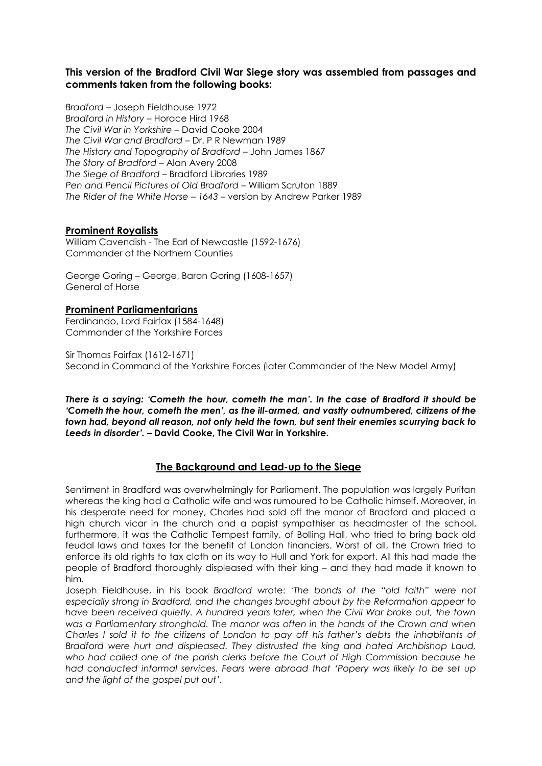**This version of the Bradford Civil War Siege story was assembled from passages and comments taken from the following books:**

*Bradford* – Joseph Fieldhouse 1972
*Bradford in History* – Horace Hird 1968
*The Civil War in Yorkshire* – David Cooke 2004
*The Civil War and Bradford* – Dr. P R Newman 1989
*The History and Topography of Bradford* – John James 1867
*The Story of Bradford* – Alan Avery 2008
*The Siege of Bradford* – Bradford Libraries 1989
*Pen and Pencil Pictures of Old Bradford* – William Scruton 1889
*The Rider of the White Horse – 1643* – version by Andrew Parker 1989

## Prominent Royalists

William Cavendish - The Earl of Newcastle (1592-1676)
Commander of the Northern Counties

George Goring – George, Baron Goring (1608-1657)
General of Horse

## Prominent Parliamentarians

Ferdinando, Lord Fairfax (1584-1648)
Commander of the Yorkshire Forces

Sir Thomas Fairfax (1612-1671)
Second in Command of the Yorkshire Forces (later Commander of the New Model Army)

***There is a saying: 'Cometh the hour, cometh the man'. In the case of Bradford it should be 'Cometh the hour, cometh the men', as the ill-armed, and vastly outnumbered, citizens of the town had, beyond all reason, not only held the town, but sent their enemies scurrying back to Leeds in disorder'.*** **– David Cooke, The Civil War in Yorkshire.**

## The Background and Lead-up to the Siege

Sentiment in Bradford was overwhelmingly for Parliament. The population was largely Puritan whereas the king had a Catholic wife and was rumoured to be Catholic himself. Moreover, in his desperate need for money, Charles had sold off the manor of Bradford and placed a high church vicar in the church and a papist sympathiser as headmaster of the school, furthermore, it was the Catholic Tempest family, of Bolling Hall, who tried to bring back old feudal laws and taxes for the benefit of London financiers. Worst of all, the Crown tried to enforce its old rights to tax cloth on its way to Hull and York for export. All this had made the people of Bradford thoroughly displeased with their king – and they had made it known to him.

Joseph Fieldhouse, in his book *Bradford* wrote: '*The bonds of the "old faith" were not especially strong in Bradford, and the changes brought about by the Reformation appear to have been received quietly. A hundred years later, when the Civil War broke out, the town was a Parliamentary stronghold. The manor was often in the hands of the Crown and when Charles I sold it to the citizens of London to pay off his father's debts the inhabitants of Bradford were hurt and displeased. They distrusted the king and hated Archbishop Laud, who had called one of the parish clerks before the Court of High Commission because he had conducted informal services. Fears were abroad that 'Popery was likely to be set up and the light of the gospel put out'*.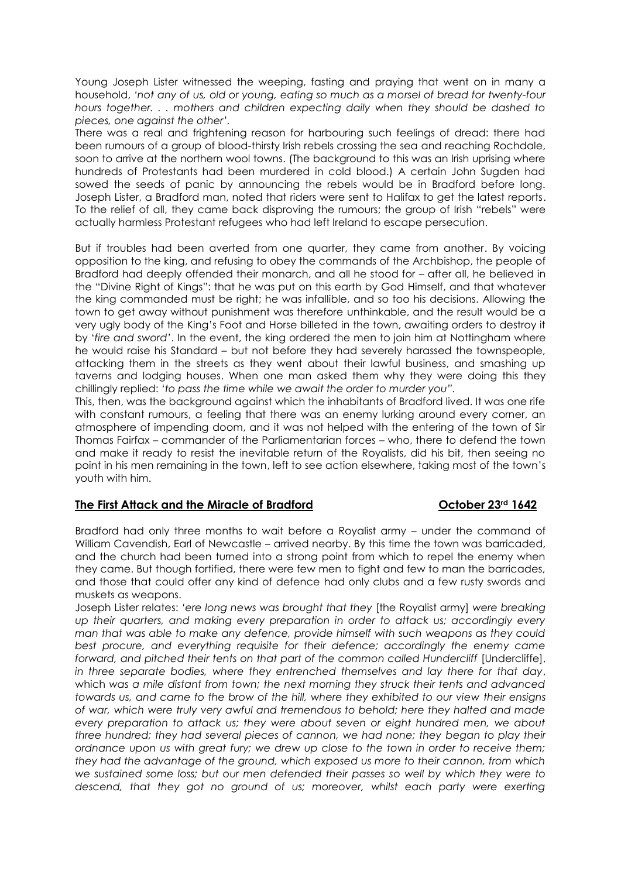Young Joseph Lister witnessed the weeping, fasting and praying that went on in many a household, '*not any of us, old or young, eating so much as a morsel of bread for twenty-four hours together. . . mothers and children expecting daily when they should be dashed to pieces, one against the other'*.

There was a real and frightening reason for harbouring such feelings of dread: there had been rumours of a group of blood-thirsty Irish rebels crossing the sea and reaching Rochdale, soon to arrive at the northern wool towns. (The background to this was an Irish uprising where hundreds of Protestants had been murdered in cold blood.) A certain John Sugden had sowed the seeds of panic by announcing the rebels would be in Bradford before long. Joseph Lister, a Bradford man, noted that riders were sent to Halifax to get the latest reports. To the relief of all, they came back disproving the rumours; the group of Irish "rebels" were actually harmless Protestant refugees who had left Ireland to escape persecution.

But if troubles had been averted from one quarter, they came from another. By voicing opposition to the king, and refusing to obey the commands of the Archbishop, the people of Bradford had deeply offended their monarch, and all he stood for – after all, he believed in the "Divine Right of Kings": that he was put on this earth by God Himself, and that whatever the king commanded must be right; he was infallible, and so too his decisions. Allowing the town to get away without punishment was therefore unthinkable, and the result would be a very ugly body of the King's Foot and Horse billeted in the town, awaiting orders to destroy it by '*fire and sword'*. In the event, the king ordered the men to join him at Nottingham where he would raise his Standard – but not before they had severely harassed the townspeople, attacking them in the streets as they went about their lawful business, and smashing up taverns and lodging houses. When one man asked them why they were doing this they chillingly replied: '*to pass the time while we await the order to murder you"*.

This, then, was the background against which the inhabitants of Bradford lived. It was one rife with constant rumours, a feeling that there was an enemy lurking around every corner, an atmosphere of impending doom, and it was not helped with the entering of the town of Sir Thomas Fairfax – commander of the Parliamentarian forces – who, there to defend the town and make it ready to resist the inevitable return of the Royalists, did his bit, then seeing no point in his men remaining in the town, left to see action elsewhere, taking most of the town's youth with him.

## The First Attack and the Miracle of Bradford — October 23rd 1642

Bradford had only three months to wait before a Royalist army – under the command of William Cavendish, Earl of Newcastle – arrived nearby. By this time the town was barricaded, and the church had been turned into a strong point from which to repel the enemy when they came. But though fortified, there were few men to fight and few to man the barricades, and those that could offer any kind of defence had only clubs and a few rusty swords and muskets as weapons.

Joseph Lister relates: '*ere long news was brought that they* [the Royalist army] *were breaking up their quarters, and making every preparation in order to attack us; accordingly every man that was able to make any defence, provide himself with such weapons as they could best procure, and everything requisite for their defence; accordingly the enemy came forward, and pitched their tents on that part of the common called Hundercliff* [Undercliffe], *in three separate bodies, where they entrenched themselves and lay there for that day*, which *was a mile distant from town; the next morning they struck their tents and advanced towards us, and came to the brow of the hill, where they exhibited to our view their ensigns of war, which were truly very awful and tremendous to behold; here they halted and made every preparation to attack us; they were about seven or eight hundred men, we about three hundred; they had several pieces of cannon, we had none; they began to play their ordnance upon us with great fury; we drew up close to the town in order to receive them; they had the advantage of the ground, which exposed us more to their cannon, from which we sustained some loss; but our men defended their passes so well by which they were to descend, that they got no ground of us; moreover, whilst each party were exerting*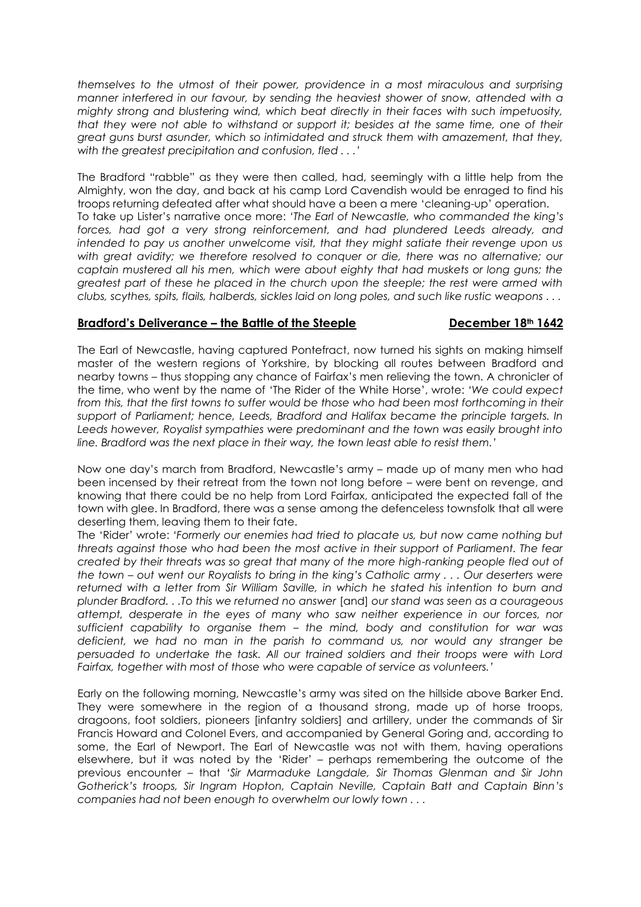*themselves to the utmost of their power, providence in a most miraculous and surprising manner interfered in our favour, by sending the heaviest shower of snow, attended with a mighty strong and blustering wind, which beat directly in their faces with such impetuosity, that they were not able to withstand or support it; besides at the same time, one of their great guns burst asunder, which so intimidated and struck them with amazement, that they, with the greatest precipitation and confusion, fled . . .'*

The Bradford "rabble" as they were then called, had, seemingly with a little help from the Almighty, won the day, and back at his camp Lord Cavendish would be enraged to find his troops returning defeated after what should have a been a mere 'cleaning-up' operation.
To take up Lister's narrative once more: *'The Earl of Newcastle, who commanded the king's forces, had got a very strong reinforcement, and had plundered Leeds already, and intended to pay us another unwelcome visit, that they might satiate their revenge upon us with great avidity; we therefore resolved to conquer or die, there was no alternative; our captain mustered all his men, which were about eighty that had muskets or long guns; the greatest part of these he placed in the church upon the steeple; the rest were armed with clubs, scythes, spits, flails, halberds, sickles laid on long poles, and such like rustic weapons . . .*

**Bradford's Deliverance – the Battle of the Steeple** **December 18th 1642**

The Earl of Newcastle, having captured Pontefract, now turned his sights on making himself master of the western regions of Yorkshire, by blocking all routes between Bradford and nearby towns – thus stopping any chance of Fairfax's men relieving the town. A chronicler of the time, who went by the name of 'The Rider of the White Horse', wrote: *'We could expect from this, that the first towns to suffer would be those who had been most forthcoming in their support of Parliament; hence, Leeds, Bradford and Halifax became the principle targets. In Leeds however, Royalist sympathies were predominant and the town was easily brought into line. Bradford was the next place in their way, the town least able to resist them.'*

Now one day's march from Bradford, Newcastle's army – made up of many men who had been incensed by their retreat from the town not long before – were bent on revenge, and knowing that there could be no help from Lord Fairfax, anticipated the expected fall of the town with glee. In Bradford, there was a sense among the defenceless townsfolk that all were deserting them, leaving them to their fate.
The 'Rider' wrote: *'Formerly our enemies had tried to placate us, but now came nothing but threats against those who had been the most active in their support of Parliament. The fear created by their threats was so great that many of the more high-ranking people fled out of the town – out went our Royalists to bring in the king's Catholic army . . . Our deserters were returned with a letter from Sir William Saville, in which he stated his intention to burn and plunder Bradford. . .To this we returned no answer* [and] *our stand was seen as a courageous attempt, desperate in the eyes of many who saw neither experience in our forces, nor sufficient capability to organise them – the mind, body and constitution for war was deficient, we had no man in the parish to command us, nor would any stranger be persuaded to undertake the task. All our trained soldiers and their troops were with Lord Fairfax, together with most of those who were capable of service as volunteers.'*

Early on the following morning, Newcastle's army was sited on the hillside above Barker End. They were somewhere in the region of a thousand strong, made up of horse troops, dragoons, foot soldiers, pioneers [infantry soldiers] and artillery, under the commands of Sir Francis Howard and Colonel Evers, and accompanied by General Goring and, according to some, the Earl of Newport. The Earl of Newcastle was not with them, having operations elsewhere, but it was noted by the 'Rider' – perhaps remembering the outcome of the previous encounter – that *'Sir Marmaduke Langdale, Sir Thomas Glenman and Sir John Gotherick's troops, Sir Ingram Hopton, Captain Neville, Captain Batt and Captain Binn's companies had not been enough to overwhelm our lowly town . . .*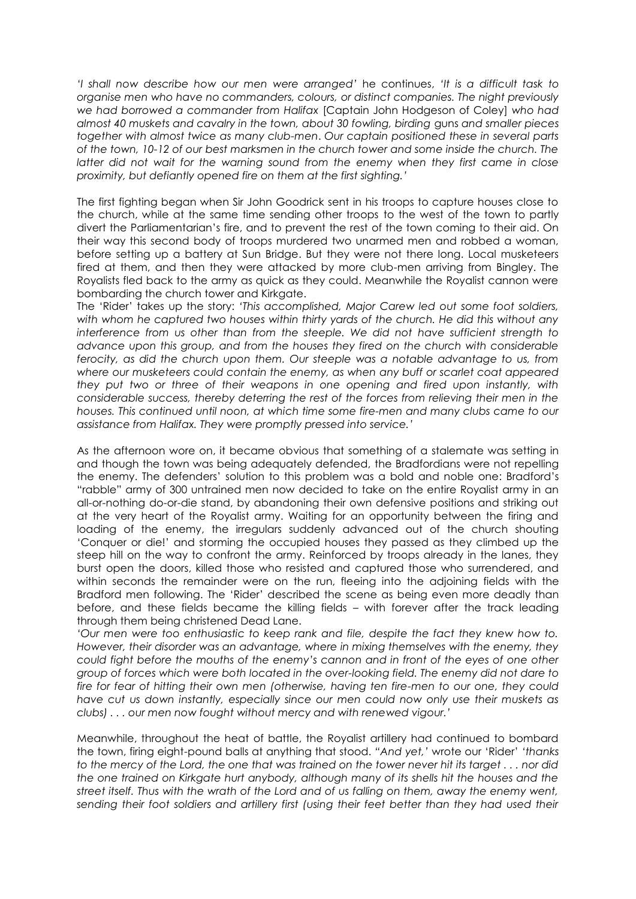*'I shall now describe how our men were arranged'* he continues, *'It is a difficult task to organise men who have no commanders, colours, or distinct companies. The night previously we had borrowed a commander from Halifax* [Captain John Hodgeson of Coley] *who had almost 40 muskets and cavalry in the town, about 30 fowling, birding guns and smaller pieces together with almost twice as many club-men. Our captain positioned these in several parts of the town, 10-12 of our best marksmen in the church tower and some inside the church. The latter did not wait for the warning sound from the enemy when they first came in close proximity, but defiantly opened fire on them at the first sighting.'*

The first fighting began when Sir John Goodrick sent in his troops to capture houses close to the church, while at the same time sending other troops to the west of the town to partly divert the Parliamentarian's fire, and to prevent the rest of the town coming to their aid. On their way this second body of troops murdered two unarmed men and robbed a woman, before setting up a battery at Sun Bridge. But they were not there long. Local musketeers fired at them, and then they were attacked by more club-men arriving from Bingley. The Royalists fled back to the army as quick as they could. Meanwhile the Royalist cannon were bombarding the church tower and Kirkgate.

The 'Rider' takes up the story: *'This accomplished, Major Carew led out some foot soldiers, with whom he captured two houses within thirty yards of the church. He did this without any interference from us other than from the steeple. We did not have sufficient strength to advance upon this group, and from the houses they fired on the church with considerable ferocity, as did the church upon them. Our steeple was a notable advantage to us, from where our musketeers could contain the enemy, as when any buff or scarlet coat appeared they put two or three of their weapons in one opening and fired upon instantly, with considerable success, thereby deterring the rest of the forces from relieving their men in the houses. This continued until noon, at which time some fire-men and many clubs came to our assistance from Halifax. They were promptly pressed into service.'*

As the afternoon wore on, it became obvious that something of a stalemate was setting in and though the town was being adequately defended, the Bradfordians were not repelling the enemy. The defenders' solution to this problem was a bold and noble one: Bradford's "rabble" army of 300 untrained men now decided to take on the entire Royalist army in an all-or-nothing do-or-die stand, by abandoning their own defensive positions and striking out at the very heart of the Royalist army. Waiting for an opportunity between the firing and loading of the enemy, the irregulars suddenly advanced out of the church shouting 'Conquer or die!' and storming the occupied houses they passed as they climbed up the steep hill on the way to confront the army. Reinforced by troops already in the lanes, they burst open the doors, killed those who resisted and captured those who surrendered, and within seconds the remainder were on the run, fleeing into the adjoining fields with the Bradford men following. The 'Rider' described the scene as being even more deadly than before, and these fields became the killing fields – with forever after the track leading through them being christened Dead Lane.

*'Our men were too enthusiastic to keep rank and file, despite the fact they knew how to. However, their disorder was an advantage, where in mixing themselves with the enemy, they could fight before the mouths of the enemy's cannon and in front of the eyes of one other group of forces which were both located in the over-looking field. The enemy did not dare to fire for fear of hitting their own men (otherwise, having ten fire-men to our one, they could have cut us down instantly, especially since our men could now only use their muskets as clubs) . . . our men now fought without mercy and with renewed vigour.'*

Meanwhile, throughout the heat of battle, the Royalist artillery had continued to bombard the town, firing eight-pound balls at anything that stood. *"And yet,'* wrote our 'Rider' *'thanks to the mercy of the Lord, the one that was trained on the tower never hit its target . . . nor did the one trained on Kirkgate hurt anybody, although many of its shells hit the houses and the street itself. Thus with the wrath of the Lord and of us falling on them, away the enemy went, sending their foot soldiers and artillery first (using their feet better than they had used their*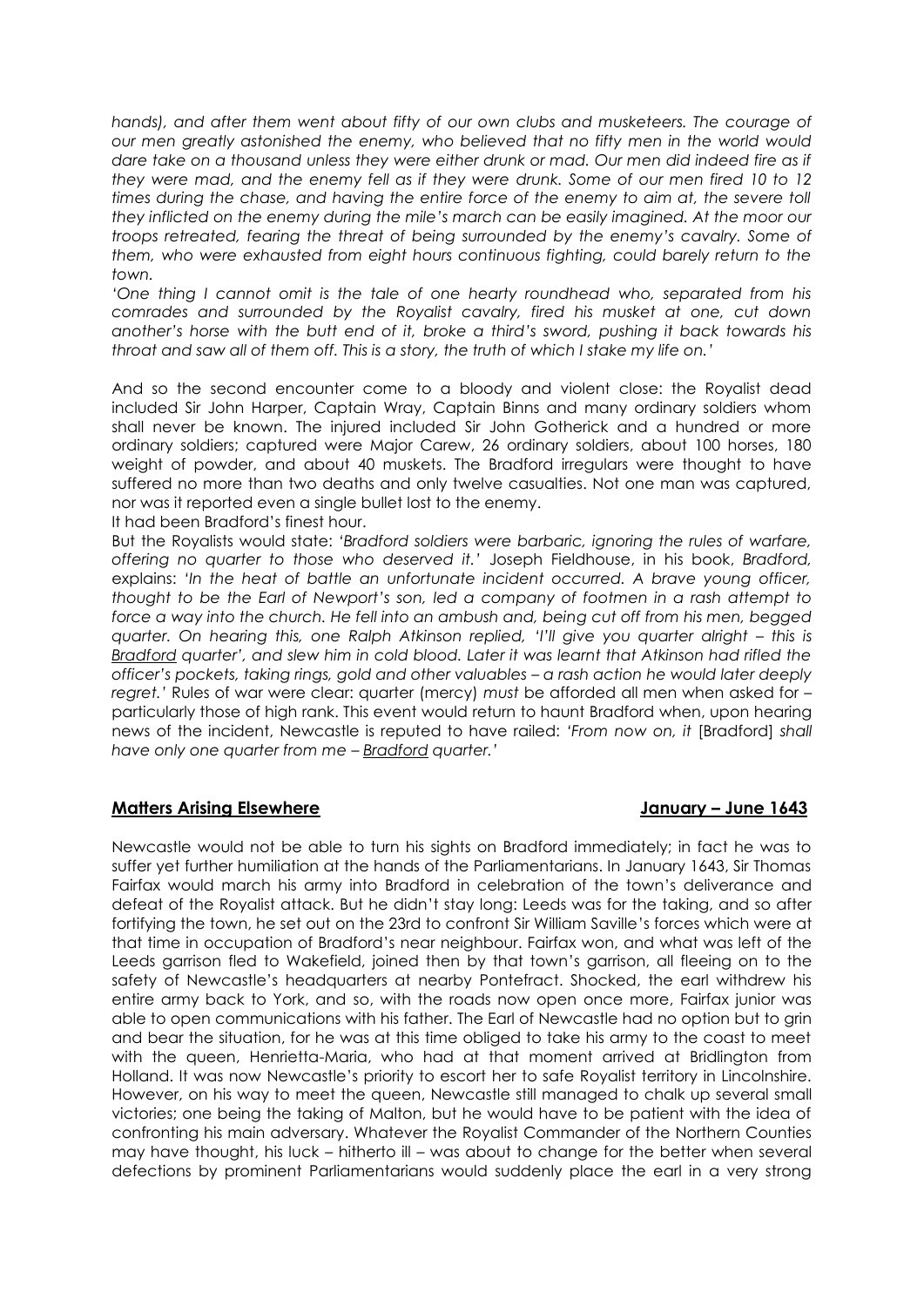*hands), and after them went about fifty of our own clubs and musketeers. The courage of our men greatly astonished the enemy, who believed that no fifty men in the world would dare take on a thousand unless they were either drunk or mad. Our men did indeed fire as if they were mad, and the enemy fell as if they were drunk. Some of our men fired 10 to 12 times during the chase, and having the entire force of the enemy to aim at, the severe toll they inflicted on the enemy during the mile's march can be easily imagined. At the moor our troops retreated, fearing the threat of being surrounded by the enemy's cavalry. Some of them, who were exhausted from eight hours continuous fighting, could barely return to the town.*

*'One thing I cannot omit is the tale of one hearty roundhead who, separated from his comrades and surrounded by the Royalist cavalry, fired his musket at one, cut down another's horse with the butt end of it, broke a third's sword, pushing it back towards his throat and saw all of them off. This is a story, the truth of which I stake my life on.'*

And so the second encounter come to a bloody and violent close: the Royalist dead included Sir John Harper, Captain Wray, Captain Binns and many ordinary soldiers whom shall never be known. The injured included Sir John Gotherick and a hundred or more ordinary soldiers; captured were Major Carew, 26 ordinary soldiers, about 100 horses, 180 weight of powder, and about 40 muskets. The Bradford irregulars were thought to have suffered no more than two deaths and only twelve casualties. Not one man was captured, nor was it reported even a single bullet lost to the enemy.

It had been Bradford's finest hour.

But the Royalists would state: *'Bradford soldiers were barbaric, ignoring the rules of warfare, offering no quarter to those who deserved it.'* Joseph Fieldhouse, in his book, *Bradford,* explains: *'In the heat of battle an unfortunate incident occurred. A brave young officer, thought to be the Earl of Newport's son, led a company of footmen in a rash attempt to force a way into the church. He fell into an ambush and, being cut off from his men, begged quarter. On hearing this, one Ralph Atkinson replied, 'I'll give you quarter alright – this is Bradford quarter', and slew him in cold blood. Later it was learnt that Atkinson had rifled the officer's pockets, taking rings, gold and other valuables – a rash action he would later deeply regret.'* Rules of war were clear: quarter (mercy) *must* be afforded all men when asked for – particularly those of high rank. This event would return to haunt Bradford when, upon hearing news of the incident, Newcastle is reputed to have railed: *'From now on, it* [Bradford] *shall have only one quarter from me – Bradford quarter.'*

## Matters Arising Elsewhere — January – June 1643

Newcastle would not be able to turn his sights on Bradford immediately; in fact he was to suffer yet further humiliation at the hands of the Parliamentarians. In January 1643, Sir Thomas Fairfax would march his army into Bradford in celebration of the town's deliverance and defeat of the Royalist attack. But he didn't stay long: Leeds was for the taking, and so after fortifying the town, he set out on the 23rd to confront Sir William Saville's forces which were at that time in occupation of Bradford's near neighbour. Fairfax won, and what was left of the Leeds garrison fled to Wakefield, joined then by that town's garrison, all fleeing on to the safety of Newcastle's headquarters at nearby Pontefract. Shocked, the earl withdrew his entire army back to York, and so, with the roads now open once more, Fairfax junior was able to open communications with his father. The Earl of Newcastle had no option but to grin and bear the situation, for he was at this time obliged to take his army to the coast to meet with the queen, Henrietta-Maria, who had at that moment arrived at Bridlington from Holland. It was now Newcastle's priority to escort her to safe Royalist territory in Lincolnshire. However, on his way to meet the queen, Newcastle still managed to chalk up several small victories; one being the taking of Malton, but he would have to be patient with the idea of confronting his main adversary. Whatever the Royalist Commander of the Northern Counties may have thought, his luck – hitherto ill – was about to change for the better when several defections by prominent Parliamentarians would suddenly place the earl in a very strong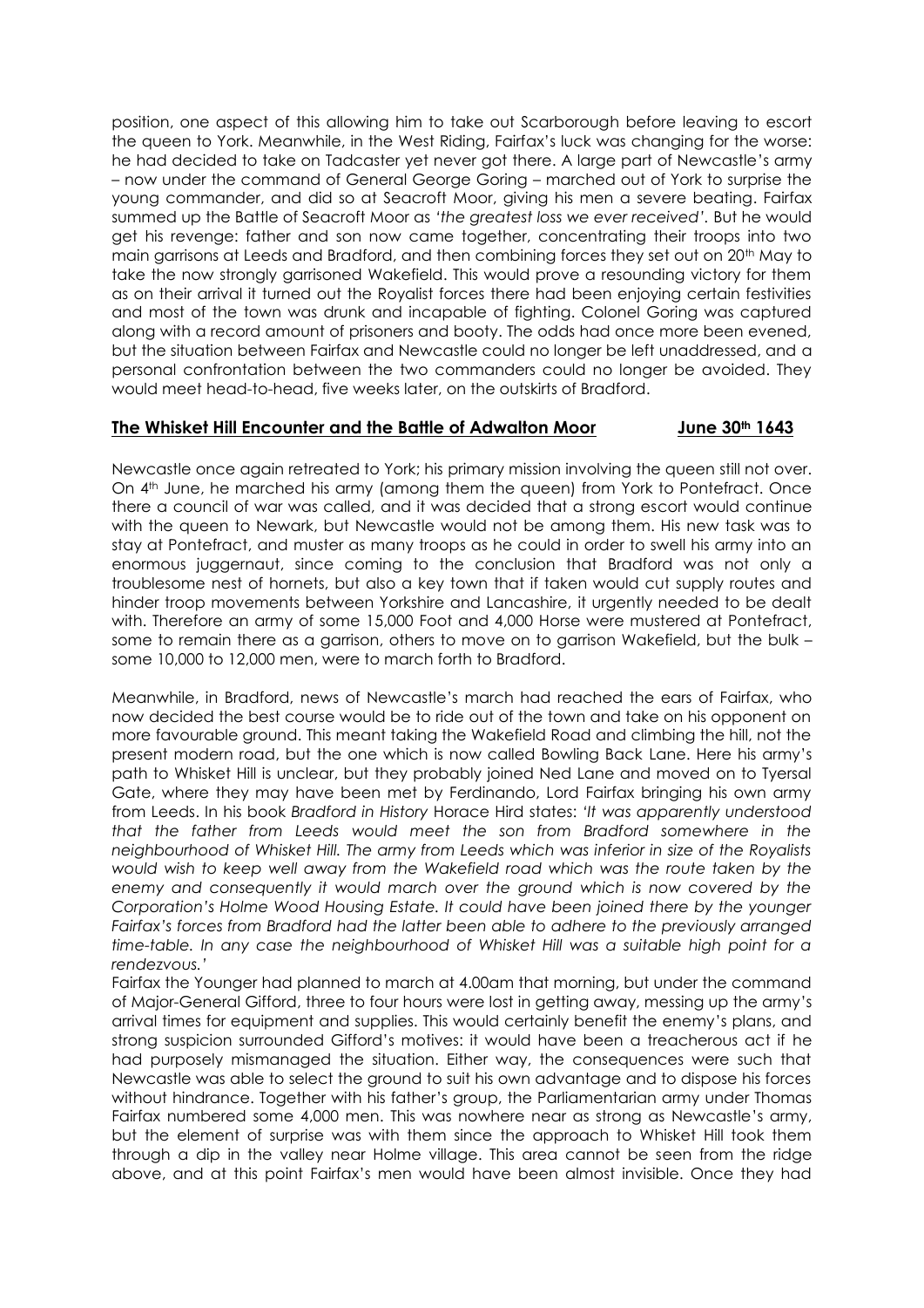position, one aspect of this allowing him to take out Scarborough before leaving to escort the queen to York. Meanwhile, in the West Riding, Fairfax's luck was changing for the worse: he had decided to take on Tadcaster yet never got there. A large part of Newcastle's army – now under the command of General George Goring – marched out of York to surprise the young commander, and did so at Seacroft Moor, giving his men a severe beating. Fairfax summed up the Battle of Seacroft Moor as *'the greatest loss we ever received'*. But he would get his revenge: father and son now came together, concentrating their troops into two main garrisons at Leeds and Bradford, and then combining forces they set out on 20th May to take the now strongly garrisoned Wakefield. This would prove a resounding victory for them as on their arrival it turned out the Royalist forces there had been enjoying certain festivities and most of the town was drunk and incapable of fighting. Colonel Goring was captured along with a record amount of prisoners and booty. The odds had once more been evened, but the situation between Fairfax and Newcastle could no longer be left unaddressed, and a personal confrontation between the two commanders could no longer be avoided. They would meet head-to-head, five weeks later, on the outskirts of Bradford.

## The Whisket Hill Encounter and the Battle of Adwalton Moor — June 30th 1643

Newcastle once again retreated to York; his primary mission involving the queen still not over. On 4th June, he marched his army (among them the queen) from York to Pontefract. Once there a council of war was called, and it was decided that a strong escort would continue with the queen to Newark, but Newcastle would not be among them. His new task was to stay at Pontefract, and muster as many troops as he could in order to swell his army into an enormous juggernaut, since coming to the conclusion that Bradford was not only a troublesome nest of hornets, but also a key town that if taken would cut supply routes and hinder troop movements between Yorkshire and Lancashire, it urgently needed to be dealt with. Therefore an army of some 15,000 Foot and 4,000 Horse were mustered at Pontefract, some to remain there as a garrison, others to move on to garrison Wakefield, but the bulk – some 10,000 to 12,000 men, were to march forth to Bradford.

Meanwhile, in Bradford, news of Newcastle's march had reached the ears of Fairfax, who now decided the best course would be to ride out of the town and take on his opponent on more favourable ground. This meant taking the Wakefield Road and climbing the hill, not the present modern road, but the one which is now called Bowling Back Lane. Here his army's path to Whisket Hill is unclear, but they probably joined Ned Lane and moved on to Tyersal Gate, where they may have been met by Ferdinando, Lord Fairfax bringing his own army from Leeds. In his book *Bradford in History* Horace Hird states: *'It was apparently understood that the father from Leeds would meet the son from Bradford somewhere in the neighbourhood of Whisket Hill. The army from Leeds which was inferior in size of the Royalists would wish to keep well away from the Wakefield road which was the route taken by the enemy and consequently it would march over the ground which is now covered by the Corporation's Holme Wood Housing Estate. It could have been joined there by the younger Fairfax's forces from Bradford had the latter been able to adhere to the previously arranged time-table. In any case the neighbourhood of Whisket Hill was a suitable high point for a rendezvous.'*

Fairfax the Younger had planned to march at 4.00am that morning, but under the command of Major-General Gifford, three to four hours were lost in getting away, messing up the army's arrival times for equipment and supplies. This would certainly benefit the enemy's plans, and strong suspicion surrounded Gifford's motives: it would have been a treacherous act if he had purposely mismanaged the situation. Either way, the consequences were such that Newcastle was able to select the ground to suit his own advantage and to dispose his forces without hindrance. Together with his father's group, the Parliamentarian army under Thomas Fairfax numbered some 4,000 men. This was nowhere near as strong as Newcastle's army, but the element of surprise was with them since the approach to Whisket Hill took them through a dip in the valley near Holme village. This area cannot be seen from the ridge above, and at this point Fairfax's men would have been almost invisible. Once they had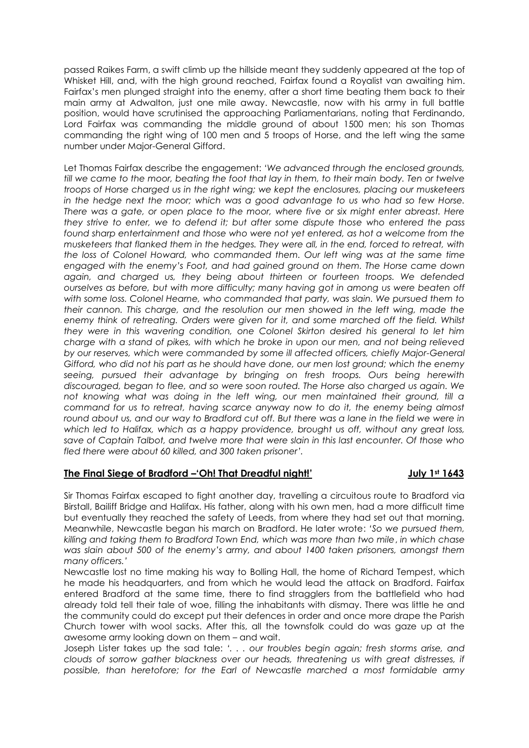passed Raikes Farm, a swift climb up the hillside meant they suddenly appeared at the top of Whisket Hill, and, with the high ground reached, Fairfax found a Royalist van awaiting him. Fairfax's men plunged straight into the enemy, after a short time beating them back to their main army at Adwalton, just one mile away. Newcastle, now with his army in full battle position, would have scrutinised the approaching Parliamentarians, noting that Ferdinando, Lord Fairfax was commanding the middle ground of about 1500 men; his son Thomas commanding the right wing of 100 men and 5 troops of Horse, and the left wing the same number under Major-General Gifford.

Let Thomas Fairfax describe the engagement: *'We advanced through the enclosed grounds, till we came to the moor, beating the foot that lay in them, to their main body. Ten or twelve troops of Horse charged us in the right wing; we kept the enclosures, placing our musketeers in the hedge next the moor; which was a good advantage to us who had so few Horse. There was a gate, or open place to the moor, where five or six might enter abreast. Here they strive to enter, we to defend it; but after some dispute those who entered the pass found sharp entertainment and those who were not yet entered, as hot a welcome from the musketeers that flanked them in the hedges. They were all, in the end, forced to retreat, with the loss of Colonel Howard, who commanded them. Our left wing was at the same time engaged with the enemy's Foot, and had gained ground on them. The Horse came down again, and charged us, they being about thirteen or fourteen troops. We defended ourselves as before, but with more difficulty; many having got in among us were beaten off with some loss. Colonel Hearne, who commanded that party, was slain. We pursued them to their cannon. This charge, and the resolution our men showed in the left wing, made the enemy think of retreating. Orders were given for it, and some marched off the field. Whilst they were in this wavering condition, one Colonel Skirton desired his general to let him charge with a stand of pikes, with which he broke in upon our men, and not being relieved by our reserves, which were commanded by some ill affected officers, chiefly Major-General Gifford, who did not his part as he should have done, our men lost ground; which the enemy seeing, pursued their advantage by bringing on fresh troops. Ours being herewith discouraged, began to flee, and so were soon routed. The Horse also charged us again. We not knowing what was doing in the left wing, our men maintained their ground, till a command for us to retreat, having scarce anyway now to do it, the enemy being almost round about us, and our way to Bradford cut off. But there was a lane in the field we were in which led to Halifax, which as a happy providence, brought us off, without any great loss, save of Captain Talbot, and twelve more that were slain in this last encounter. Of those who fled there were about 60 killed, and 300 taken prisoner'.*

## **The Final Siege of Bradford –'Oh! That Dreadful night!'** **July 1st 1643**

Sir Thomas Fairfax escaped to fight another day, travelling a circuitous route to Bradford via Birstall, Bailiff Bridge and Halifax. His father, along with his own men, had a more difficult time but eventually they reached the safety of Leeds, from where they had set out that morning. Meanwhile, Newcastle began his march on Bradford. He later wrote: *'So we pursued them, killing and taking them to Bradford Town End, which was more than two mile, in which chase was slain about 500 of the enemy's army, and about 1400 taken prisoners, amongst them many officers.'*

Newcastle lost no time making his way to Bolling Hall, the home of Richard Tempest, which he made his headquarters, and from which he would lead the attack on Bradford. Fairfax entered Bradford at the same time, there to find stragglers from the battlefield who had already told tell their tale of woe, filling the inhabitants with dismay. There was little he and the community could do except put their defences in order and once more drape the Parish Church tower with wool sacks. After this, all the townsfolk could do was gaze up at the awesome army looking down on them – and wait.

Joseph Lister takes up the sad tale: *'. . . our troubles begin again; fresh storms arise, and clouds of sorrow gather blackness over our heads, threatening us with great distresses, if possible, than heretofore; for the Earl of Newcastle marched a most formidable army*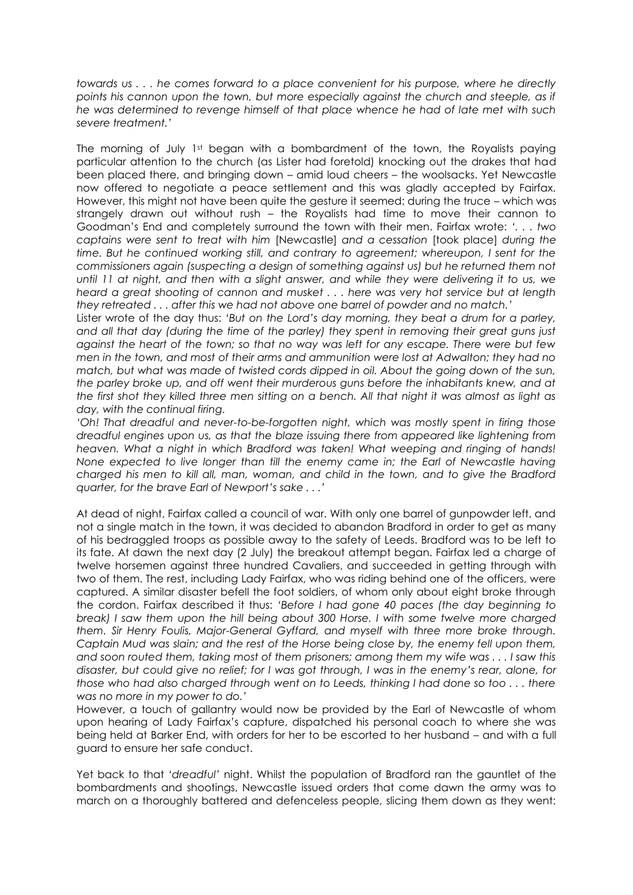*towards us . . . he comes forward to a place convenient for his purpose, where he directly points his cannon upon the town, but more especially against the church and steeple, as if he was determined to revenge himself of that place whence he had of late met with such severe treatment.'*

The morning of July 1st began with a bombardment of the town, the Royalists paying particular attention to the church (as Lister had foretold) knocking out the drakes that had been placed there, and bringing down – amid loud cheers – the woolsacks. Yet Newcastle now offered to negotiate a peace settlement and this was gladly accepted by Fairfax. However, this might not have been quite the gesture it seemed: during the truce – which was strangely drawn out without rush – the Royalists had time to move their cannon to Goodman's End and completely surround the town with their men. Fairfax wrote: *'. . . two captains were sent to treat with him* [Newcastle] *and a cessation* [took place] *during the time. But he continued working still, and contrary to agreement; whereupon, I sent for the commissioners again (suspecting a design of something against us) but he returned them not until 11 at night, and then with a slight answer, and while they were delivering it to us, we heard a great shooting of cannon and musket . . . here was very hot service but at length they retreated . . . after this we had not above one barrel of powder and no match.'*

Lister wrote of the day thus: *'But on the Lord's day morning, they beat a drum for a parley, and all that day (during the time of the parley) they spent in removing their great guns just against the heart of the town; so that no way was left for any escape. There were but few men in the town, and most of their arms and ammunition were lost at Adwalton; they had no match, but what was made of twisted cords dipped in oil. About the going down of the sun, the parley broke up, and off went their murderous guns before the inhabitants knew, and at the first shot they killed three men sitting on a bench. All that night it was almost as light as day, with the continual firing.*

*'Oh! That dreadful and never-to-be-forgotten night, which was mostly spent in firing those dreadful engines upon us, as that the blaze issuing there from appeared like lightening from heaven. What a night in which Bradford was taken! What weeping and ringing of hands! None expected to live longer than till the enemy came in; the Earl of Newcastle having charged his men to kill all, man, woman, and child in the town, and to give the Bradford quarter, for the brave Earl of Newport's sake . . .'*

At dead of night, Fairfax called a council of war. With only one barrel of gunpowder left, and not a single match in the town, it was decided to abandon Bradford in order to get as many of his bedraggled troops as possible away to the safety of Leeds. Bradford was to be left to its fate. At dawn the next day (2 July) the breakout attempt began. Fairfax led a charge of twelve horsemen against three hundred Cavaliers, and succeeded in getting through with two of them. The rest, including Lady Fairfax, who was riding behind one of the officers, were captured. A similar disaster befell the foot soldiers, of whom only about eight broke through the cordon. Fairfax described it thus: *'Before I had gone 40 paces (the day beginning to break) I saw them upon the hill being about 300 Horse. I with some twelve more charged them. Sir Henry Foulis, Major-General Gyffard, and myself with three more broke through. Captain Mud was slain; and the rest of the Horse being close by, the enemy fell upon them, and soon routed them, taking most of them prisoners; among them my wife was . . . I saw this disaster, but could give no relief; for I was got through, I was in the enemy's rear, alone, for those who had also charged through went on to Leeds, thinking I had done so too . . . there was no more in my power to do.'*

However, a touch of gallantry would now be provided by the Earl of Newcastle of whom upon hearing of Lady Fairfax's capture, dispatched his personal coach to where she was being held at Barker End, with orders for her to be escorted to her husband – and with a full guard to ensure her safe conduct.

Yet back to that *'dreadful'* night. Whilst the population of Bradford ran the gauntlet of the bombardments and shootings, Newcastle issued orders that come dawn the army was to march on a thoroughly battered and defenceless people, slicing them down as they went: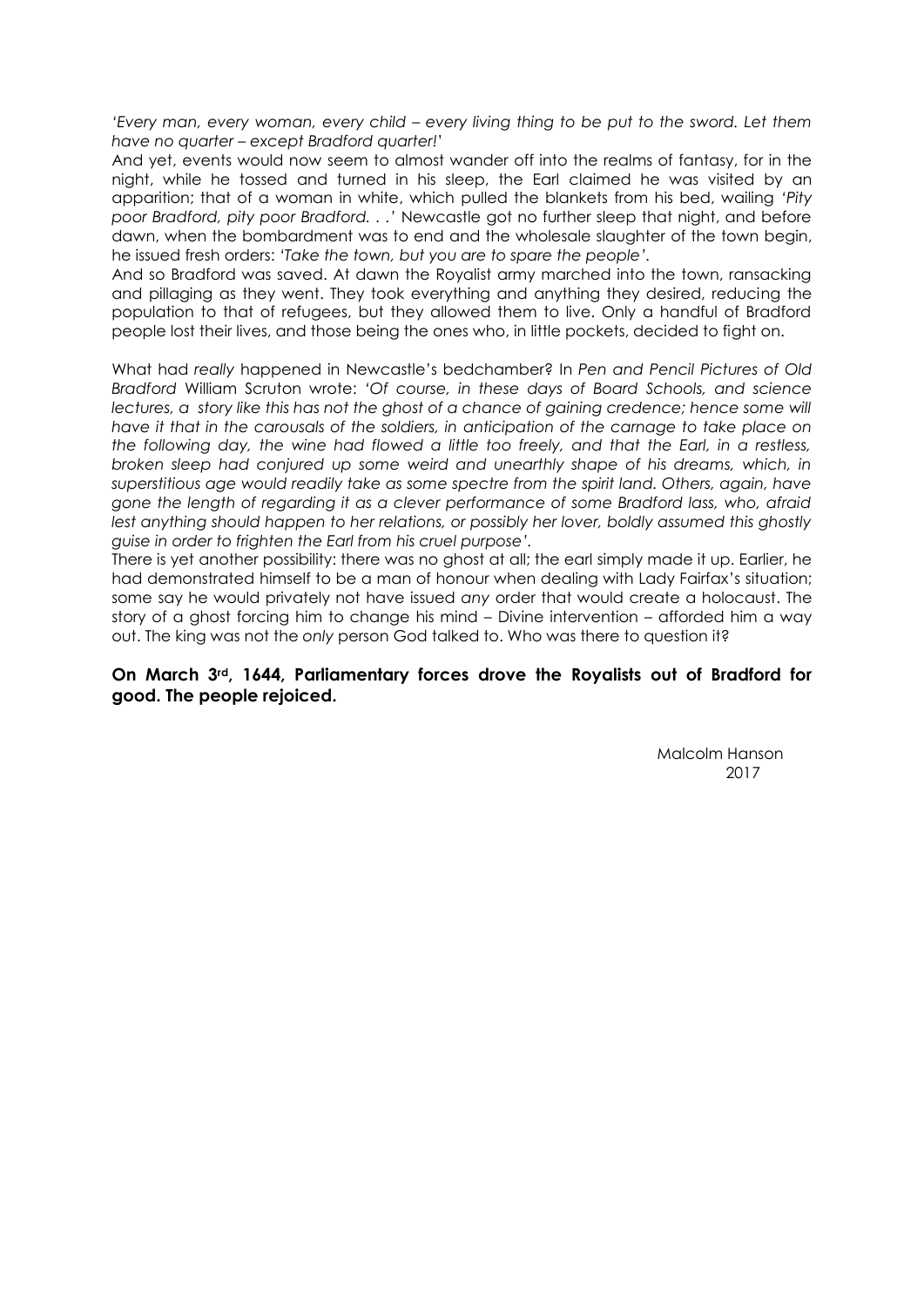*'Every man, every woman, every child – every living thing to be put to the sword. Let them have no quarter – except Bradford quarter!'*

And yet, events would now seem to almost wander off into the realms of fantasy, for in the night, while he tossed and turned in his sleep, the Earl claimed he was visited by an apparition; that of a woman in white, which pulled the blankets from his bed, wailing *'Pity poor Bradford, pity poor Bradford. . .'* Newcastle got no further sleep that night, and before dawn, when the bombardment was to end and the wholesale slaughter of the town begin, he issued fresh orders: *'Take the town, but you are to spare the people'*.

And so Bradford was saved. At dawn the Royalist army marched into the town, ransacking and pillaging as they went. They took everything and anything they desired, reducing the population to that of refugees, but they allowed them to live. Only a handful of Bradford people lost their lives, and those being the ones who, in little pockets, decided to fight on.

What had *really* happened in Newcastle's bedchamber? In *Pen and Pencil Pictures of Old Bradford* William Scruton wrote: *'Of course, in these days of Board Schools, and science lectures, a story like this has not the ghost of a chance of gaining credence; hence some will have it that in the carousals of the soldiers, in anticipation of the carnage to take place on the following day, the wine had flowed a little too freely, and that the Earl, in a restless, broken sleep had conjured up some weird and unearthly shape of his dreams, which, in superstitious age would readily take as some spectre from the spirit land. Others, again, have gone the length of regarding it as a clever performance of some Bradford lass, who, afraid lest anything should happen to her relations, or possibly her lover, boldly assumed this ghostly guise in order to frighten the Earl from his cruel purpose'*.

There is yet another possibility: there was no ghost at all; the earl simply made it up. Earlier, he had demonstrated himself to be a man of honour when dealing with Lady Fairfax's situation; some say he would privately not have issued *any* order that would create a holocaust. The story of a ghost forcing him to change his mind – Divine intervention – afforded him a way out. The king was not the *only* person God talked to. Who was there to question it?

**On March 3rd, 1644, Parliamentary forces drove the Royalists out of Bradford for good. The people rejoiced.**

Malcolm Hanson
2017